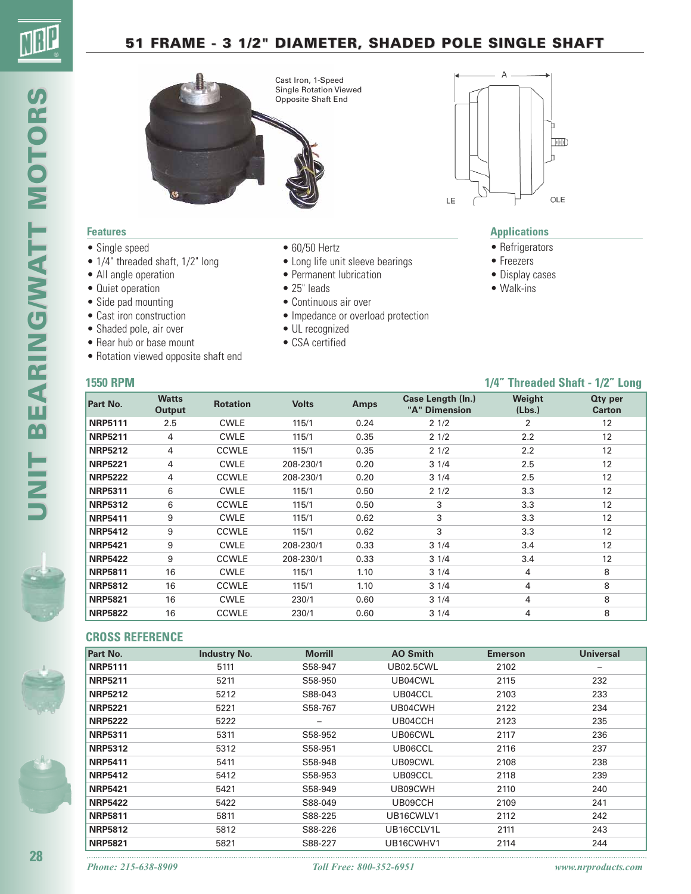# 51 FRAME - 3 1/2" DIAMETER, SHADED POLE SINGLE SHAFT

Cast Iron, 1-Speed
Single Rotation Viewed
Opposite Shaft End

A

LE OLE

## Features

- Single speed
- 1/4" threaded shaft, 1/2" long
- All angle operation
- Quiet operation
- Side pad mounting
- Cast iron construction
- Shaded pole, air over
- Rear hub or base mount
- Rotation viewed opposite shaft end
- 60/50 Hertz
- Long life unit sleeve bearings
- Permanent lubrication
- 25" leads
- Continuous air over
- Impedance or overload protection
- UL recognized
- CSA certified

## Applications

- Refrigerators
- Freezers
- Display cases
- Walk-ins

## 1550 RPM

### 1/4" Threaded Shaft - 1/2" Long

| Part No. | Watts Output | Rotation | Volts | Amps | Case Length (In.) "A" Dimension | Weight (Lbs.) | Qty per Carton |
|---|---|---|---|---|---|---|---|
| NRP5111 | 2.5 | CWLE | 115/1 | 0.24 | 2 1/2 | 2 | 12 |
| NRP5211 | 4 | CWLE | 115/1 | 0.35 | 2 1/2 | 2.2 | 12 |
| NRP5212 | 4 | CCWLE | 115/1 | 0.35 | 2 1/2 | 2.2 | 12 |
| NRP5221 | 4 | CWLE | 208-230/1 | 0.20 | 3 1/4 | 2.5 | 12 |
| NRP5222 | 4 | CCWLE | 208-230/1 | 0.20 | 3 1/4 | 2.5 | 12 |
| NRP5311 | 6 | CWLE | 115/1 | 0.50 | 2 1/2 | 3.3 | 12 |
| NRP5312 | 6 | CCWLE | 115/1 | 0.50 | 3 | 3.3 | 12 |
| NRP5411 | 9 | CWLE | 115/1 | 0.62 | 3 | 3.3 | 12 |
| NRP5412 | 9 | CCWLE | 115/1 | 0.62 | 3 | 3.3 | 12 |
| NRP5421 | 9 | CWLE | 208-230/1 | 0.33 | 3 1/4 | 3.4 | 12 |
| NRP5422 | 9 | CCWLE | 208-230/1 | 0.33 | 3 1/4 | 3.4 | 12 |
| NRP5811 | 16 | CWLE | 115/1 | 1.10 | 3 1/4 | 4 | 8 |
| NRP5812 | 16 | CCWLE | 115/1 | 1.10 | 3 1/4 | 4 | 8 |
| NRP5821 | 16 | CWLE | 230/1 | 0.60 | 3 1/4 | 4 | 8 |
| NRP5822 | 16 | CCWLE | 230/1 | 0.60 | 3 1/4 | 4 | 8 |

## CROSS REFERENCE

| Part No. | Industry No. | Morrill | AO Smith | Emerson | Universal |
|---|---|---|---|---|---|
| NRP5111 | 5111 | S58-947 | UB02.5CWL | 2102 | – |
| NRP5211 | 5211 | S58-950 | UB04CWL | 2115 | 232 |
| NRP5212 | 5212 | S88-043 | UB04CCL | 2103 | 233 |
| NRP5221 | 5221 | S58-767 | UB04CWH | 2122 | 234 |
| NRP5222 | 5222 | – | UB04CCH | 2123 | 235 |
| NRP5311 | 5311 | S58-952 | UB06CWL | 2117 | 236 |
| NRP5312 | 5312 | S58-951 | UB06CCL | 2116 | 237 |
| NRP5411 | 5411 | S58-948 | UB09CWL | 2108 | 238 |
| NRP5412 | 5412 | S58-953 | UB09CCL | 2118 | 239 |
| NRP5421 | 5421 | S58-949 | UB09CWH | 2110 | 240 |
| NRP5422 | 5422 | S88-049 | UB09CCH | 2109 | 241 |
| NRP5811 | 5811 | S88-225 | UB16CWLV1 | 2112 | 242 |
| NRP5812 | 5812 | S88-226 | UB16CCLV1L | 2111 | 243 |
| NRP5821 | 5821 | S88-227 | UB16CWHV1 | 2114 | 244 |

*Phone: 215-638-8909* *Toll Free: 800-352-6951* *www.nrproducts.com*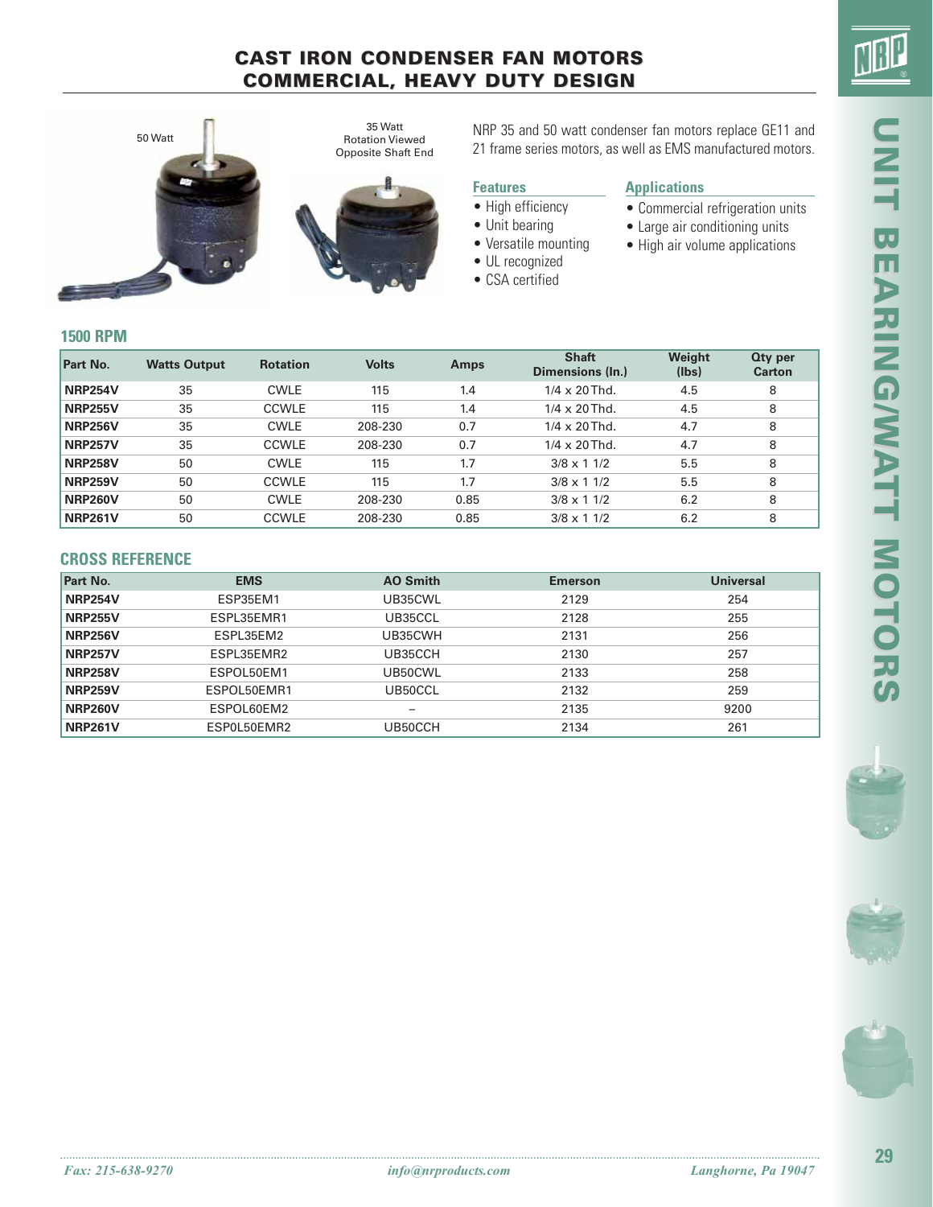# CAST IRON CONDENSER FAN MOTORS
## COMMERCIAL, HEAVY DUTY DESIGN

50 Watt

35 Watt
Rotation Viewed
Opposite Shaft End

NRP 35 and 50 watt condenser fan motors replace GE11 and 21 frame series motors, as well as EMS manufactured motors.

### Features

- High efficiency
- Unit bearing
- Versatile mounting
- UL recognized
- CSA certified

### Applications

- Commercial refrigeration units
- Large air conditioning units
- High air volume applications

### 1500 RPM

| Part No. | Watts Output | Rotation | Volts | Amps | Shaft Dimensions (In.) | Weight (lbs) | Qty per Carton |
|---|---|---|---|---|---|---|---|
| **NRP254V** | 35 | CWLE | 115 | 1.4 | 1/4 x 20 Thd. | 4.5 | 8 |
| **NRP255V** | 35 | CCWLE | 115 | 1.4 | 1/4 x 20 Thd. | 4.5 | 8 |
| **NRP256V** | 35 | CWLE | 208-230 | 0.7 | 1/4 x 20 Thd. | 4.7 | 8 |
| **NRP257V** | 35 | CCWLE | 208-230 | 0.7 | 1/4 x 20 Thd. | 4.7 | 8 |
| **NRP258V** | 50 | CWLE | 115 | 1.7 | 3/8 x 1 1/2 | 5.5 | 8 |
| **NRP259V** | 50 | CCWLE | 115 | 1.7 | 3/8 x 1 1/2 | 5.5 | 8 |
| **NRP260V** | 50 | CWLE | 208-230 | 0.85 | 3/8 x 1 1/2 | 6.2 | 8 |
| **NRP261V** | 50 | CCWLE | 208-230 | 0.85 | 3/8 x 1 1/2 | 6.2 | 8 |

### CROSS REFERENCE

| Part No. | EMS | AO Smith | Emerson | Universal |
|---|---|---|---|---|
| **NRP254V** | ESP35EM1 | UB35CWL | 2129 | 254 |
| **NRP255V** | ESPL35EMR1 | UB35CCL | 2128 | 255 |
| **NRP256V** | ESPL35EM2 | UB35CWH | 2131 | 256 |
| **NRP257V** | ESPL35EMR2 | UB35CCH | 2130 | 257 |
| **NRP258V** | ESPOL50EM1 | UB50CWL | 2133 | 258 |
| **NRP259V** | ESPOL50EMR1 | UB50CCL | 2132 | 259 |
| **NRP260V** | ESPOL60EM2 | – | 2135 | 9200 |
| **NRP261V** | ESP0L50EMR2 | UB50CCH | 2134 | 261 |

*Fax: 215-638-9270* *info@nrproducts.com* *Langhorne, Pa 19047*